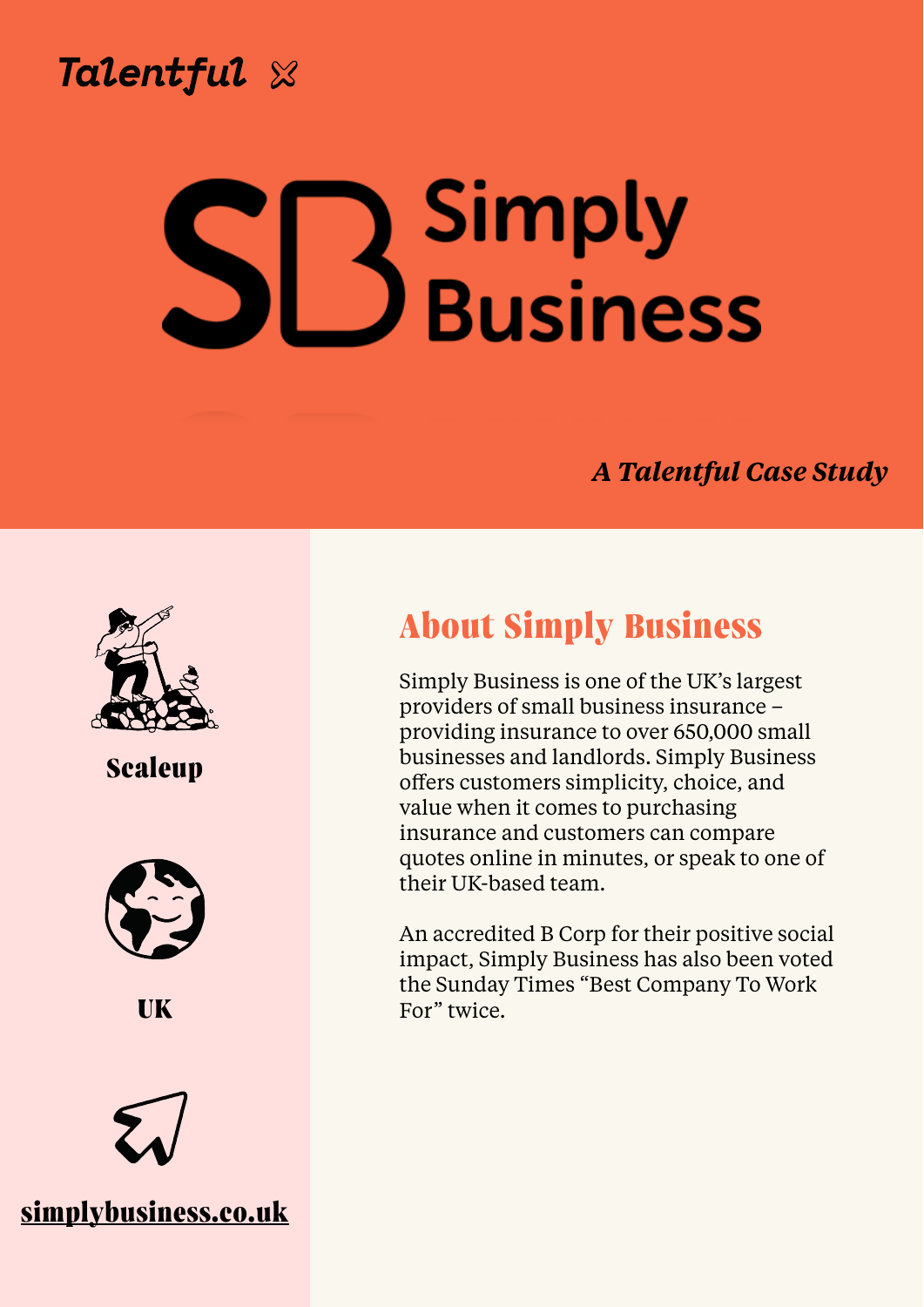Talentful

# Simply Business

*A Talentful Case Study*

**Scaleup**

**UK**

**simplybusiness.co.uk**

## About Simply Business

Simply Business is one of the UK's largest providers of small business insurance – providing insurance to over 650,000 small businesses and landlords. Simply Business offers customers simplicity, choice, and value when it comes to purchasing insurance and customers can compare quotes online in minutes, or speak to one of their UK-based team.

An accredited B Corp for their positive social impact, Simply Business has also been voted the Sunday Times "Best Company To Work For" twice.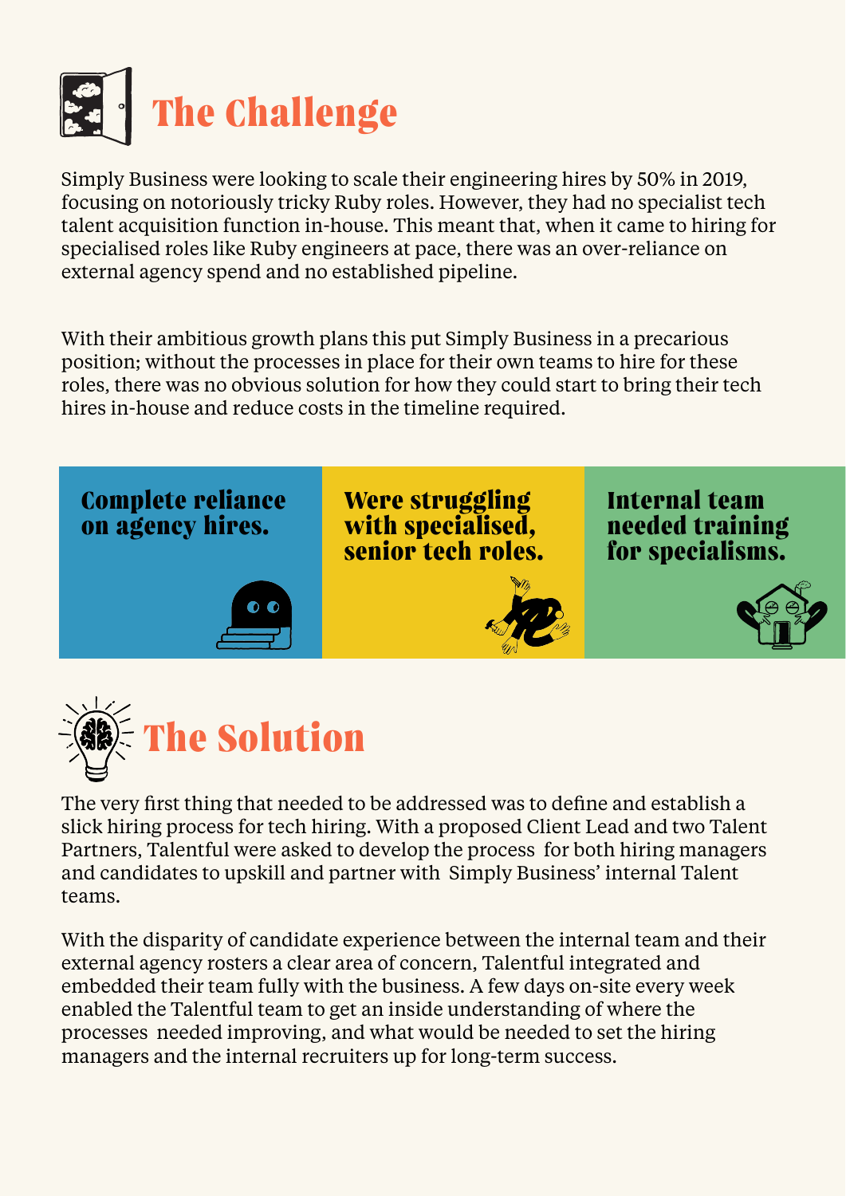# The Challenge

Simply Business were looking to scale their engineering hires by 50% in 2019, focusing on notoriously tricky Ruby roles. However, they had no specialist tech talent acquisition function in-house. This meant that, when it came to hiring for specialised roles like Ruby engineers at pace, there was an over-reliance on external agency spend and no established pipeline.

With their ambitious growth plans this put Simply Business in a precarious position; without the processes in place for their own teams to hire for these roles, there was no obvious solution for how they could start to bring their tech hires in-house and reduce costs in the timeline required.

**Complete reliance on agency hires.**

**Were struggling with specialised, senior tech roles.**

**Internal team needed training for specialisms.**

# The Solution

The very first thing that needed to be addressed was to define and establish a slick hiring process for tech hiring. With a proposed Client Lead and two Talent Partners, Talentful were asked to develop the process for both hiring managers and candidates to upskill and partner with Simply Business' internal Talent teams.

With the disparity of candidate experience between the internal team and their external agency rosters a clear area of concern, Talentful integrated and embedded their team fully with the business. A few days on-site every week enabled the Talentful team to get an inside understanding of where the processes needed improving, and what would be needed to set the hiring managers and the internal recruiters up for long-term success.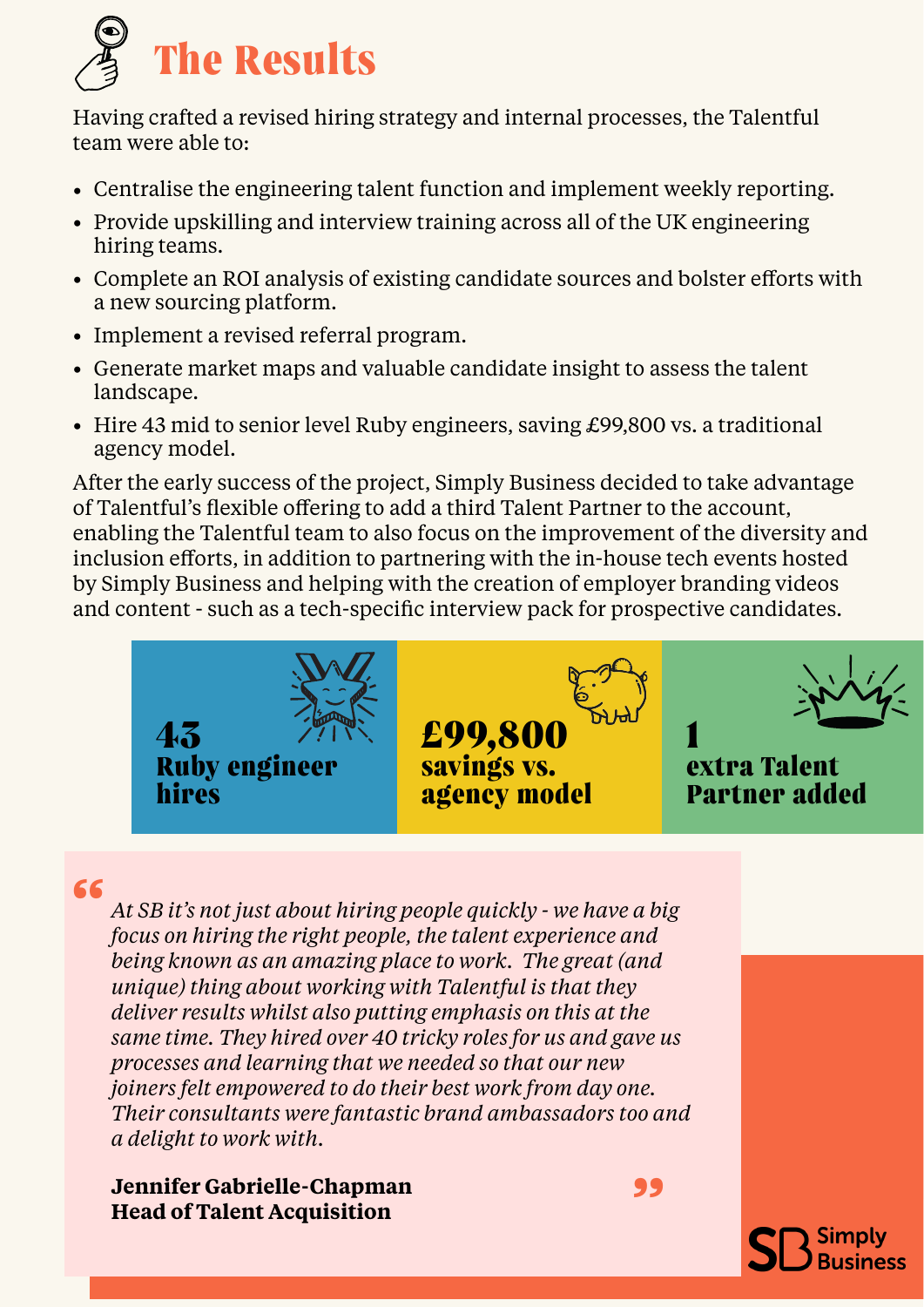# The Results

Having crafted a revised hiring strategy and internal processes, the Talentful team were able to:

- Centralise the engineering talent function and implement weekly reporting.
- Provide upskilling and interview training across all of the UK engineering hiring teams.
- Complete an ROI analysis of existing candidate sources and bolster efforts with a new sourcing platform.
- Implement a revised referral program.
- Generate market maps and valuable candidate insight to assess the talent landscape.
- Hire 43 mid to senior level Ruby engineers, saving £99,800 vs. a traditional agency model.

After the early success of the project, Simply Business decided to take advantage of Talentful's flexible offering to add a third Talent Partner to the account, enabling the Talentful team to also focus on the improvement of the diversity and inclusion efforts, in addition to partnering with the in-house tech events hosted by Simply Business and helping with the creation of employer branding videos and content - such as a tech-specific interview pack for prospective candidates.

**43**
**Ruby engineer hires**

**£99,800**
**savings vs. agency model**

**1**
**extra Talent Partner added**

> *At SB it's not just about hiring people quickly - we have a big focus on hiring the right people, the talent experience and being known as an amazing place to work. The great (and unique) thing about working with Talentful is that they deliver results whilst also putting emphasis on this at the same time. They hired over 40 tricky roles for us and gave us processes and learning that we needed so that our new joiners felt empowered to do their best work from day one. Their consultants were fantastic brand ambassadors too and a delight to work with.*
>
> **Jennifer Gabrielle-Chapman**
> **Head of Talent Acquisition**

SB Simply Business